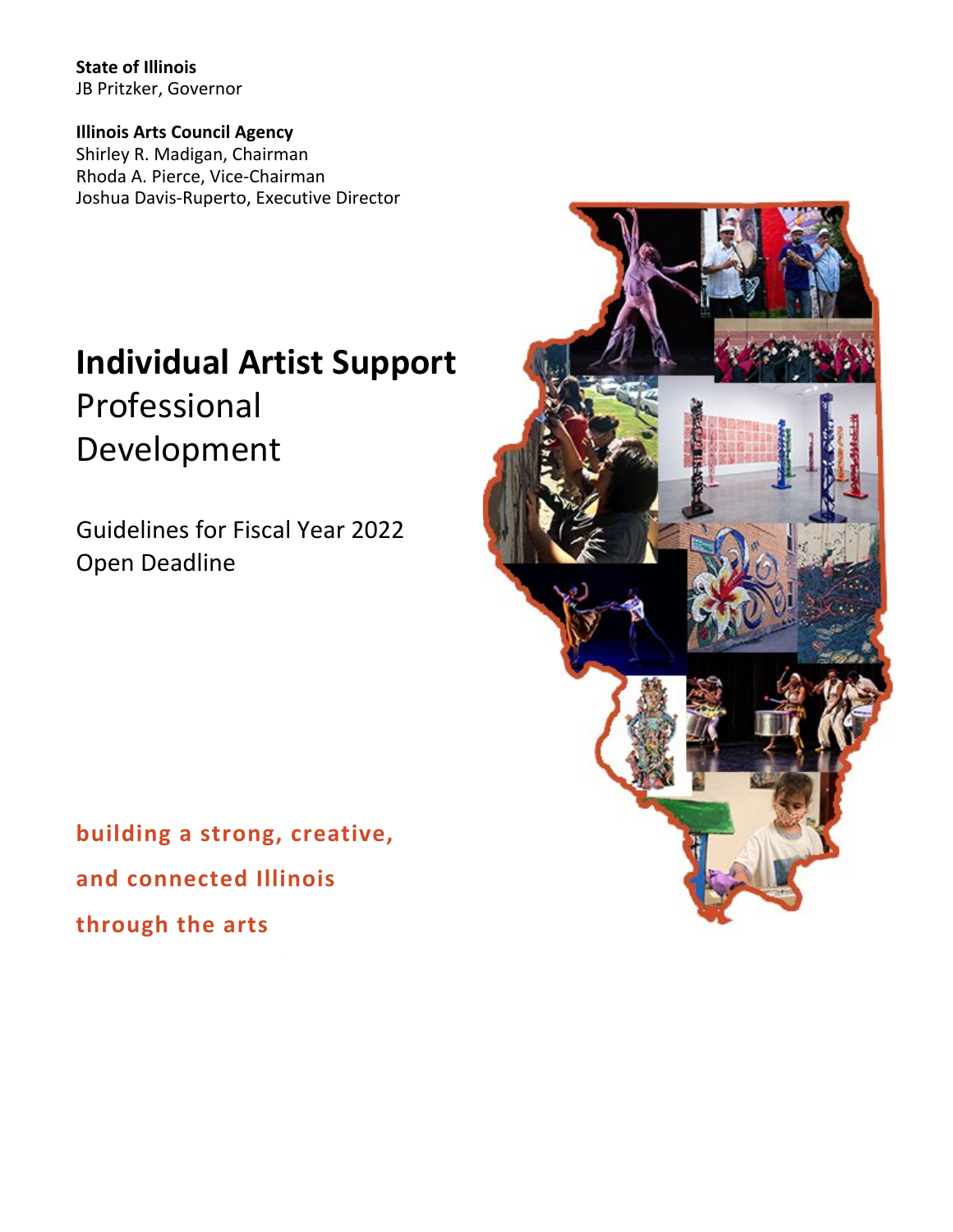**State of Illinois**
JB Pritzker, Governor

**Illinois Arts Council Agency**
Shirley R. Madigan, Chairman
Rhoda A. Pierce, Vice-Chairman
Joshua Davis-Ruperto, Executive Director

# **Individual Artist Support** Professional Development

Guidelines for Fiscal Year 2022
Open Deadline

**building a strong, creative,**

**and connected Illinois**

**through the arts**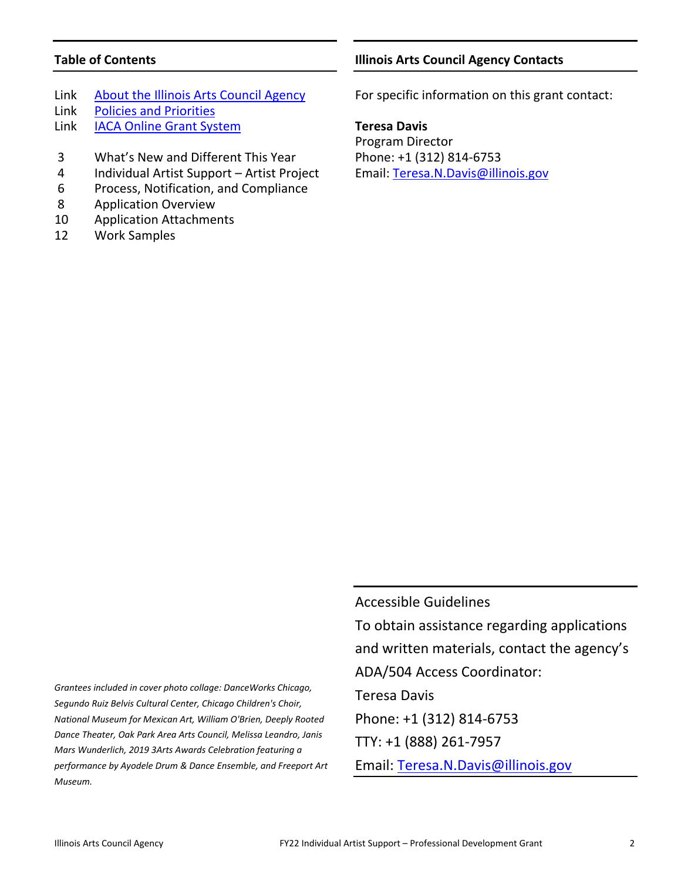## Table of Contents

| | |
|---|---|
| Link | About the Illinois Arts Council Agency |
| Link | Policies and Priorities |
| Link | IACA Online Grant System |
| 3 | What's New and Different This Year |
| 4 | Individual Artist Support – Artist Project |
| 6 | Process, Notification, and Compliance |
| 8 | Application Overview |
| 10 | Application Attachments |
| 12 | Work Samples |

## Illinois Arts Council Agency Contacts

For specific information on this grant contact:

**Teresa Davis**
Program Director
Phone: +1 (312) 814-6753
Email: Teresa.N.Davis@illinois.gov

*Grantees included in cover photo collage: DanceWorks Chicago, Segundo Ruiz Belvis Cultural Center, Chicago Children's Choir, National Museum for Mexican Art, William O'Brien, Deeply Rooted Dance Theater, Oak Park Area Arts Council, Melissa Leandro, Janis Mars Wunderlich, 2019 3Arts Awards Celebration featuring a performance by Ayodele Drum & Dance Ensemble, and Freeport Art Museum.*

Accessible Guidelines

To obtain assistance regarding applications and written materials, contact the agency's ADA/504 Access Coordinator:

Teresa Davis
Phone: +1 (312) 814-6753
TTY: +1 (888) 261-7957
Email: Teresa.N.Davis@illinois.gov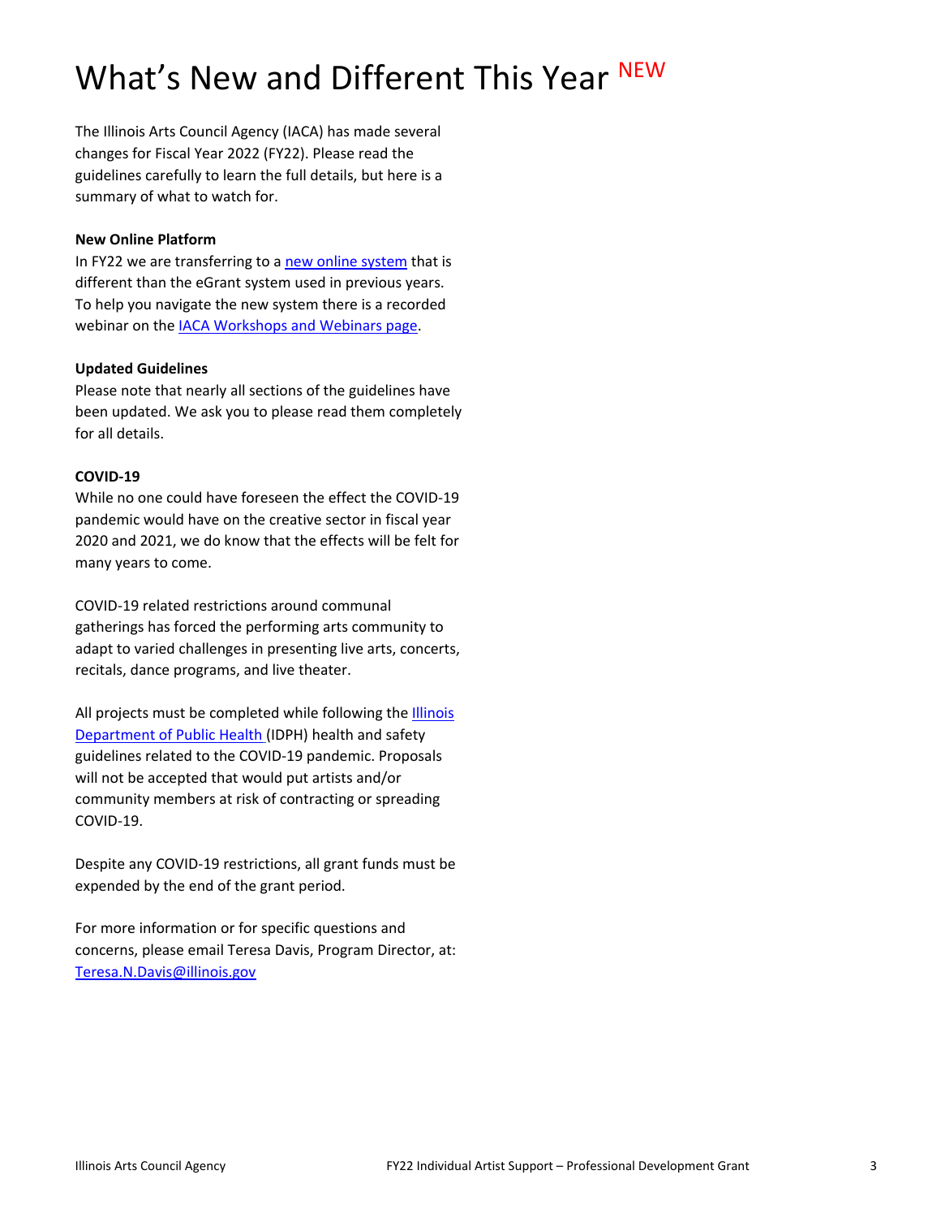# What's New and Different This Year NEW

The Illinois Arts Council Agency (IACA) has made several changes for Fiscal Year 2022 (FY22). Please read the guidelines carefully to learn the full details, but here is a summary of what to watch for.

**New Online Platform**

In FY22 we are transferring to a new online system that is different than the eGrant system used in previous years. To help you navigate the new system there is a recorded webinar on the IACA Workshops and Webinars page.

**Updated Guidelines**

Please note that nearly all sections of the guidelines have been updated. We ask you to please read them completely for all details.

**COVID-19**

While no one could have foreseen the effect the COVID-19 pandemic would have on the creative sector in fiscal year 2020 and 2021, we do know that the effects will be felt for many years to come.

COVID-19 related restrictions around communal gatherings has forced the performing arts community to adapt to varied challenges in presenting live arts, concerts, recitals, dance programs, and live theater.

All projects must be completed while following the Illinois Department of Public Health (IDPH) health and safety guidelines related to the COVID-19 pandemic. Proposals will not be accepted that would put artists and/or community members at risk of contracting or spreading COVID-19.

Despite any COVID-19 restrictions, all grant funds must be expended by the end of the grant period.

For more information or for specific questions and concerns, please email Teresa Davis, Program Director, at: Teresa.N.Davis@illinois.gov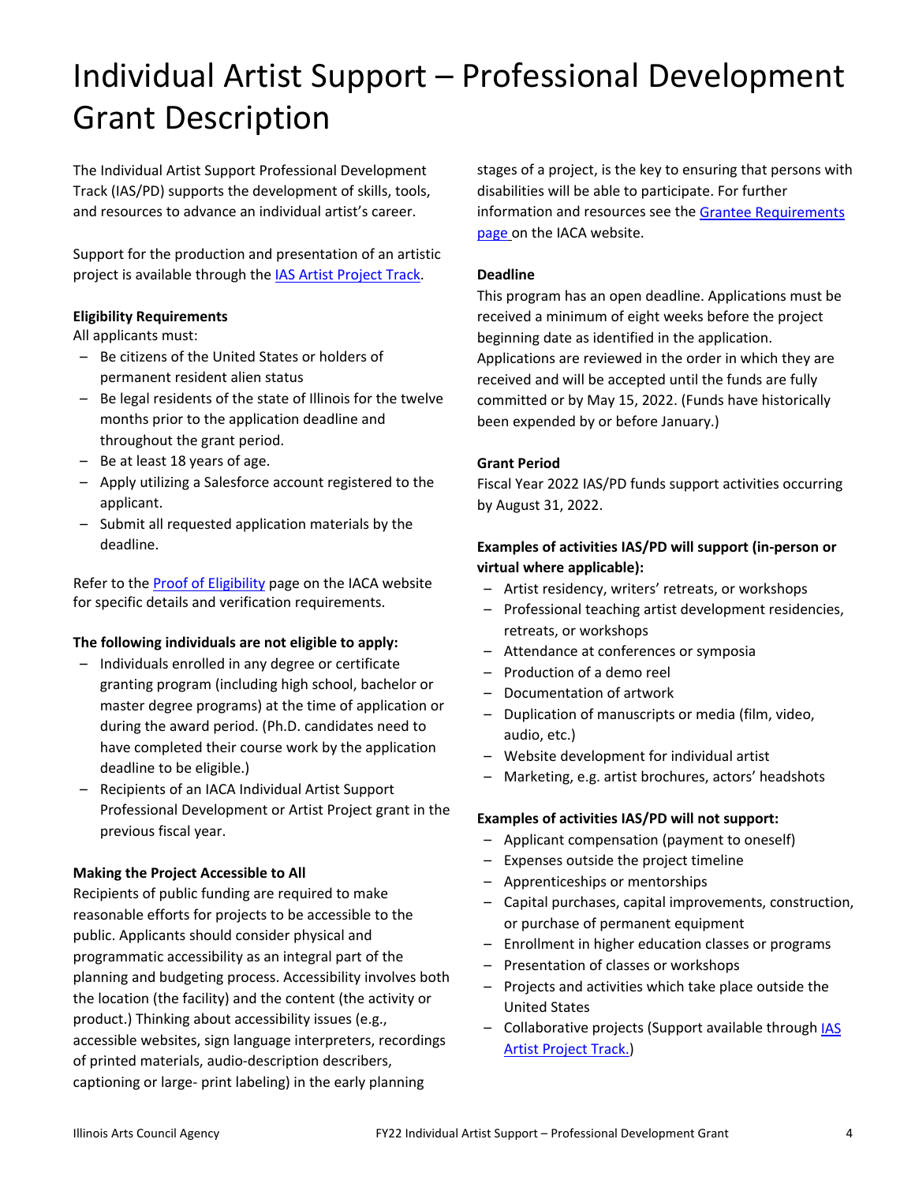# Individual Artist Support – Professional Development Grant Description

The Individual Artist Support Professional Development Track (IAS/PD) supports the development of skills, tools, and resources to advance an individual artist's career.

Support for the production and presentation of an artistic project is available through the [IAS Artist Project Track](#).

**Eligibility Requirements**

All applicants must:

- Be citizens of the United States or holders of permanent resident alien status
- Be legal residents of the state of Illinois for the twelve months prior to the application deadline and throughout the grant period.
- Be at least 18 years of age.
- Apply utilizing a Salesforce account registered to the applicant.
- Submit all requested application materials by the deadline.

Refer to the [Proof of Eligibility](#) page on the IACA website for specific details and verification requirements.

**The following individuals are not eligible to apply:**

- Individuals enrolled in any degree or certificate granting program (including high school, bachelor or master degree programs) at the time of application or during the award period. (Ph.D. candidates need to have completed their course work by the application deadline to be eligible.)
- Recipients of an IACA Individual Artist Support Professional Development or Artist Project grant in the previous fiscal year.

**Making the Project Accessible to All**

Recipients of public funding are required to make reasonable efforts for projects to be accessible to the public. Applicants should consider physical and programmatic accessibility as an integral part of the planning and budgeting process. Accessibility involves both the location (the facility) and the content (the activity or product.) Thinking about accessibility issues (e.g., accessible websites, sign language interpreters, recordings of printed materials, audio-description describers, captioning or large- print labeling) in the early planning stages of a project, is the key to ensuring that persons with disabilities will be able to participate. For further information and resources see the [Grantee Requirements page](#) on the IACA website.

**Deadline**

This program has an open deadline. Applications must be received a minimum of eight weeks before the project beginning date as identified in the application. Applications are reviewed in the order in which they are received and will be accepted until the funds are fully committed or by May 15, 2022. (Funds have historically been expended by or before January.)

**Grant Period**

Fiscal Year 2022 IAS/PD funds support activities occurring by August 31, 2022.

**Examples of activities IAS/PD will support (in-person or virtual where applicable):**

- Artist residency, writers' retreats, or workshops
- Professional teaching artist development residencies, retreats, or workshops
- Attendance at conferences or symposia
- Production of a demo reel
- Documentation of artwork
- Duplication of manuscripts or media (film, video, audio, etc.)
- Website development for individual artist
- Marketing, e.g. artist brochures, actors' headshots

**Examples of activities IAS/PD will not support:**

- Applicant compensation (payment to oneself)
- Expenses outside the project timeline
- Apprenticeships or mentorships
- Capital purchases, capital improvements, construction, or purchase of permanent equipment
- Enrollment in higher education classes or programs
- Presentation of classes or workshops
- Projects and activities which take place outside the United States
- Collaborative projects (Support available through [IAS Artist Project Track.](#))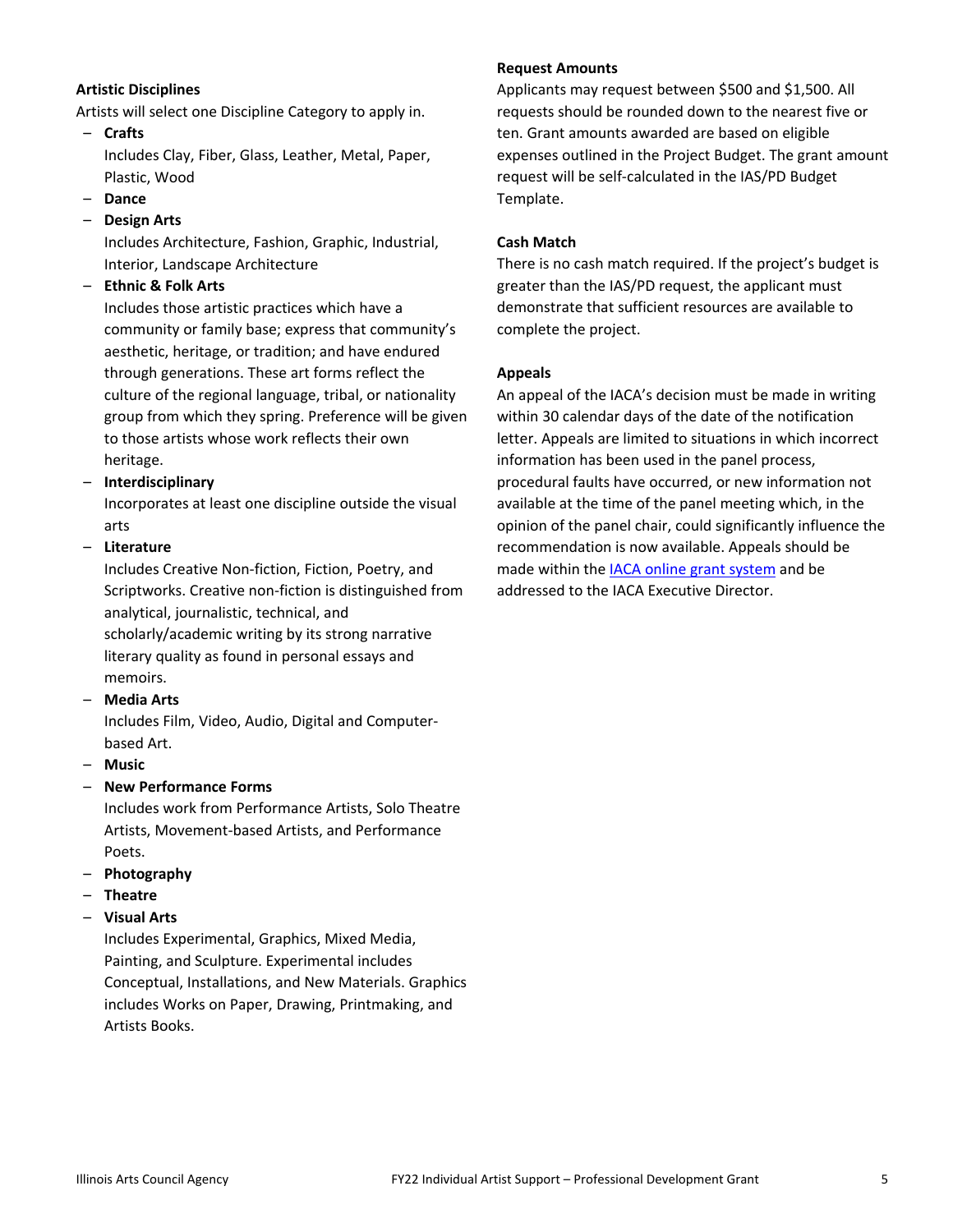### Artistic Disciplines

Artists will select one Discipline Category to apply in.

- **Crafts**
  Includes Clay, Fiber, Glass, Leather, Metal, Paper, Plastic, Wood
- **Dance**
- **Design Arts**
  Includes Architecture, Fashion, Graphic, Industrial, Interior, Landscape Architecture
- **Ethnic & Folk Arts**
  Includes those artistic practices which have a community or family base; express that community's aesthetic, heritage, or tradition; and have endured through generations. These art forms reflect the culture of the regional language, tribal, or nationality group from which they spring. Preference will be given to those artists whose work reflects their own heritage.
- **Interdisciplinary**
  Incorporates at least one discipline outside the visual arts
- **Literature**
  Includes Creative Non-fiction, Fiction, Poetry, and Scriptworks. Creative non-fiction is distinguished from analytical, journalistic, technical, and scholarly/academic writing by its strong narrative literary quality as found in personal essays and memoirs.
- **Media Arts**
  Includes Film, Video, Audio, Digital and Computer-based Art.
- **Music**
- **New Performance Forms**
  Includes work from Performance Artists, Solo Theatre Artists, Movement-based Artists, and Performance Poets.
- **Photography**
- **Theatre**
- **Visual Arts**
  Includes Experimental, Graphics, Mixed Media, Painting, and Sculpture. Experimental includes Conceptual, Installations, and New Materials. Graphics includes Works on Paper, Drawing, Printmaking, and Artists Books.

### Request Amounts

Applicants may request between $500 and $1,500. All requests should be rounded down to the nearest five or ten. Grant amounts awarded are based on eligible expenses outlined in the Project Budget. The grant amount request will be self-calculated in the IAS/PD Budget Template.

### Cash Match

There is no cash match required. If the project's budget is greater than the IAS/PD request, the applicant must demonstrate that sufficient resources are available to complete the project.

### Appeals

An appeal of the IACA's decision must be made in writing within 30 calendar days of the date of the notification letter. Appeals are limited to situations in which incorrect information has been used in the panel process, procedural faults have occurred, or new information not available at the time of the panel meeting which, in the opinion of the panel chair, could significantly influence the recommendation is now available. Appeals should be made within the IACA online grant system and be addressed to the IACA Executive Director.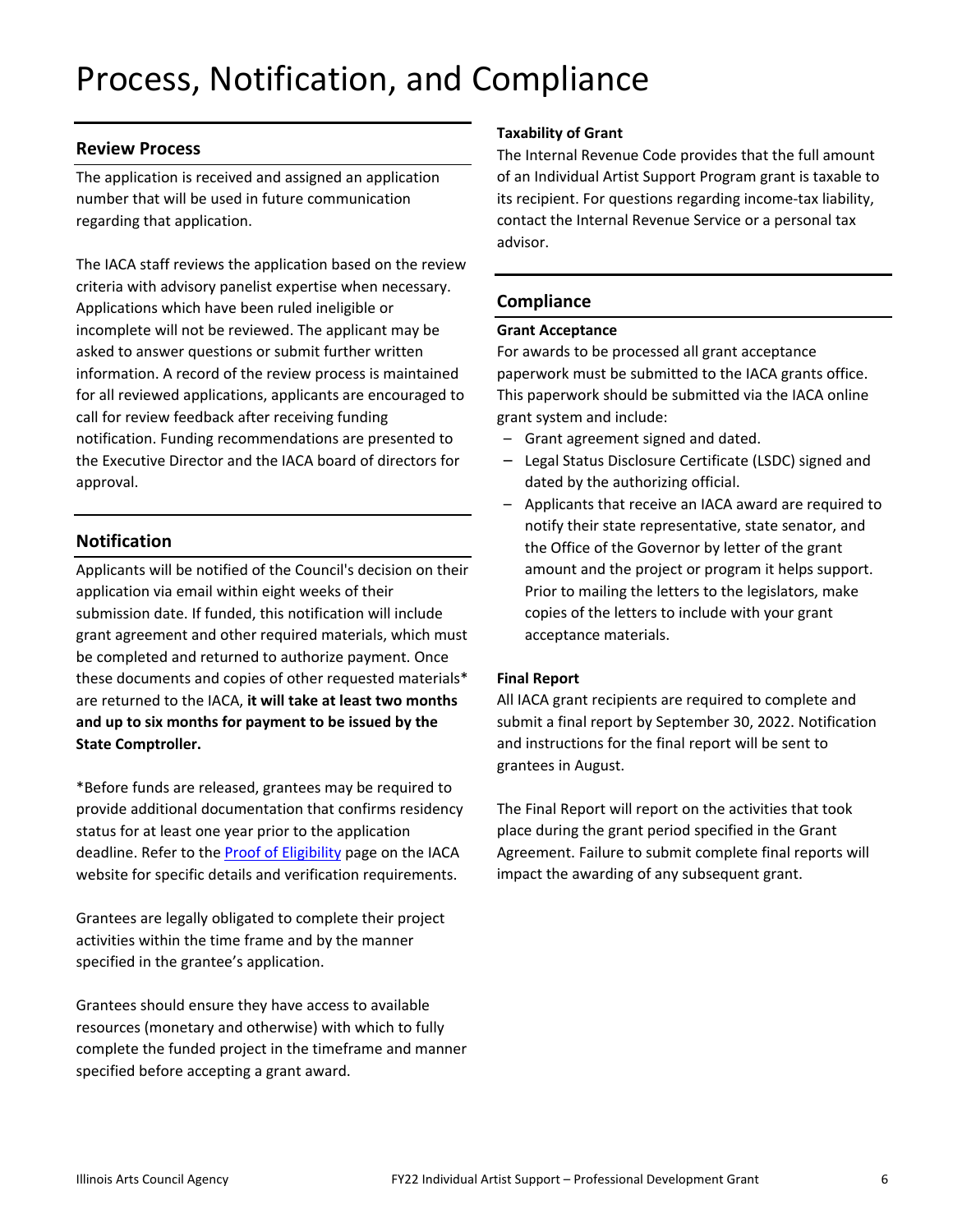# Process, Notification, and Compliance

## Review Process

The application is received and assigned an application number that will be used in future communication regarding that application.

The IACA staff reviews the application based on the review criteria with advisory panelist expertise when necessary. Applications which have been ruled ineligible or incomplete will not be reviewed. The applicant may be asked to answer questions or submit further written information. A record of the review process is maintained for all reviewed applications, applicants are encouraged to call for review feedback after receiving funding notification. Funding recommendations are presented to the Executive Director and the IACA board of directors for approval.

## Notification

Applicants will be notified of the Council's decision on their application via email within eight weeks of their submission date. If funded, this notification will include grant agreement and other required materials, which must be completed and returned to authorize payment. Once these documents and copies of other requested materials* are returned to the IACA, **it will take at least two months and up to six months for payment to be issued by the State Comptroller.**

*Before funds are released, grantees may be required to provide additional documentation that confirms residency status for at least one year prior to the application deadline. Refer to the Proof of Eligibility page on the IACA website for specific details and verification requirements.

Grantees are legally obligated to complete their project activities within the time frame and by the manner specified in the grantee's application.

Grantees should ensure they have access to available resources (monetary and otherwise) with which to fully complete the funded project in the timeframe and manner specified before accepting a grant award.

**Taxability of Grant**

The Internal Revenue Code provides that the full amount of an Individual Artist Support Program grant is taxable to its recipient. For questions regarding income-tax liability, contact the Internal Revenue Service or a personal tax advisor.

## Compliance

**Grant Acceptance**

For awards to be processed all grant acceptance paperwork must be submitted to the IACA grants office. This paperwork should be submitted via the IACA online grant system and include:

- Grant agreement signed and dated.
- Legal Status Disclosure Certificate (LSDC) signed and dated by the authorizing official.
- Applicants that receive an IACA award are required to notify their state representative, state senator, and the Office of the Governor by letter of the grant amount and the project or program it helps support. Prior to mailing the letters to the legislators, make copies of the letters to include with your grant acceptance materials.

**Final Report**

All IACA grant recipients are required to complete and submit a final report by September 30, 2022. Notification and instructions for the final report will be sent to grantees in August.

The Final Report will report on the activities that took place during the grant period specified in the Grant Agreement. Failure to submit complete final reports will impact the awarding of any subsequent grant.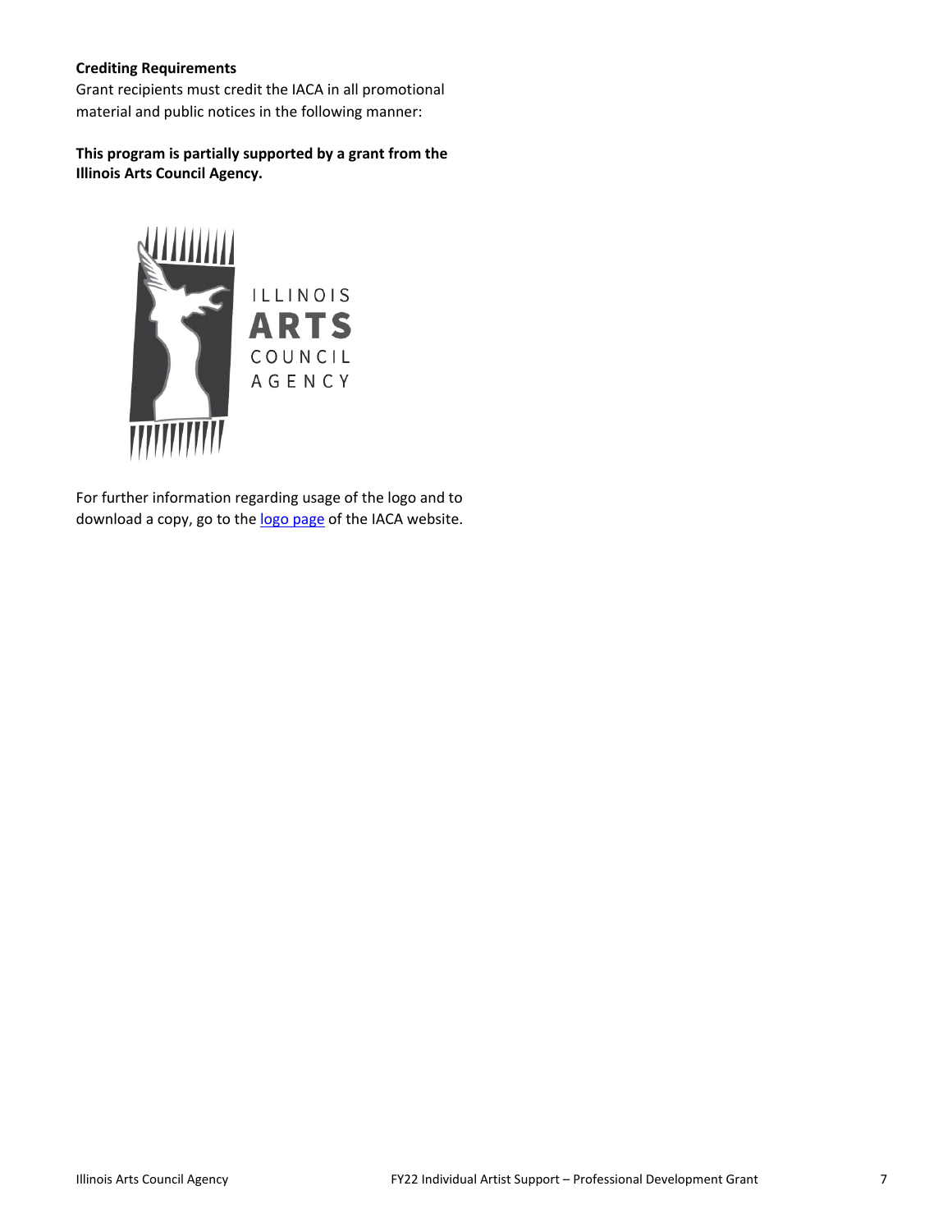**Crediting Requirements**

Grant recipients must credit the IACA in all promotional material and public notices in the following manner:

**This program is partially supported by a grant from the Illinois Arts Council Agency.**

ILLINOIS
ARTS
COUNCIL
AGENCY

For further information regarding usage of the logo and to download a copy, go to the logo page of the IACA website.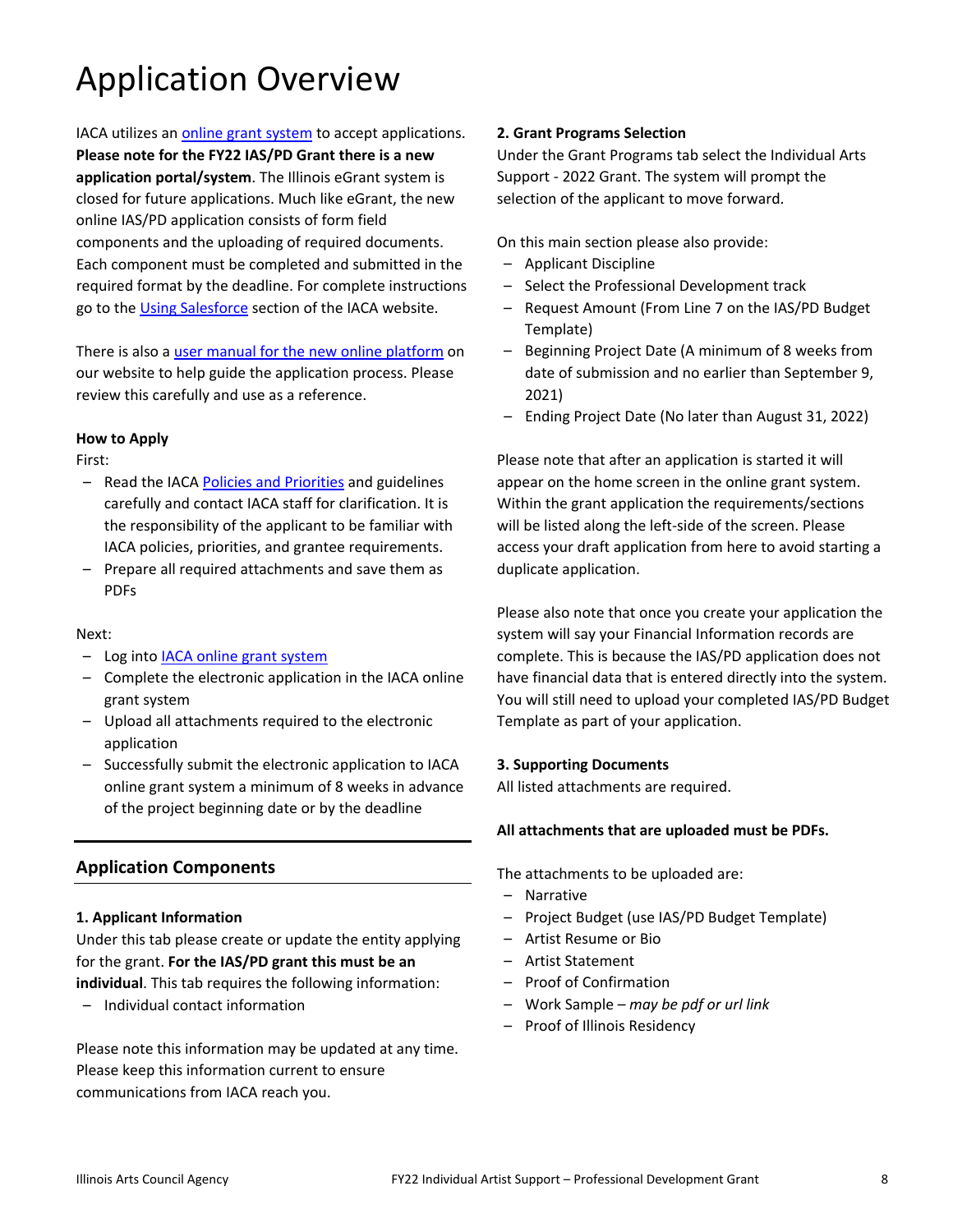# Application Overview

IACA utilizes an online grant system to accept applications. **Please note for the FY22 IAS/PD Grant there is a new application portal/system**. The Illinois eGrant system is closed for future applications. Much like eGrant, the new online IAS/PD application consists of form field components and the uploading of required documents. Each component must be completed and submitted in the required format by the deadline. For complete instructions go to the Using Salesforce section of the IACA website.

There is also a user manual for the new online platform on our website to help guide the application process. Please review this carefully and use as a reference.

**How to Apply**

First:

- Read the IACA Policies and Priorities and guidelines carefully and contact IACA staff for clarification. It is the responsibility of the applicant to be familiar with IACA policies, priorities, and grantee requirements.
- Prepare all required attachments and save them as PDFs

Next:

- Log into IACA online grant system
- Complete the electronic application in the IACA online grant system
- Upload all attachments required to the electronic application
- Successfully submit the electronic application to IACA online grant system a minimum of 8 weeks in advance of the project beginning date or by the deadline

## Application Components

**1. Applicant Information**

Under this tab please create or update the entity applying for the grant. **For the IAS/PD grant this must be an individual**. This tab requires the following information:

- Individual contact information

Please note this information may be updated at any time. Please keep this information current to ensure communications from IACA reach you.

**2. Grant Programs Selection**

Under the Grant Programs tab select the Individual Arts Support - 2022 Grant. The system will prompt the selection of the applicant to move forward.

On this main section please also provide:

- Applicant Discipline
- Select the Professional Development track
- Request Amount (From Line 7 on the IAS/PD Budget Template)
- Beginning Project Date (A minimum of 8 weeks from date of submission and no earlier than September 9, 2021)
- Ending Project Date (No later than August 31, 2022)

Please note that after an application is started it will appear on the home screen in the online grant system. Within the grant application the requirements/sections will be listed along the left-side of the screen. Please access your draft application from here to avoid starting a duplicate application.

Please also note that once you create your application the system will say your Financial Information records are complete. This is because the IAS/PD application does not have financial data that is entered directly into the system. You will still need to upload your completed IAS/PD Budget Template as part of your application.

**3. Supporting Documents**

All listed attachments are required.

**All attachments that are uploaded must be PDFs.**

The attachments to be uploaded are:

- Narrative
- Project Budget (use IAS/PD Budget Template)
- Artist Resume or Bio
- Artist Statement
- Proof of Confirmation
- Work Sample – *may be pdf or url link*
- Proof of Illinois Residency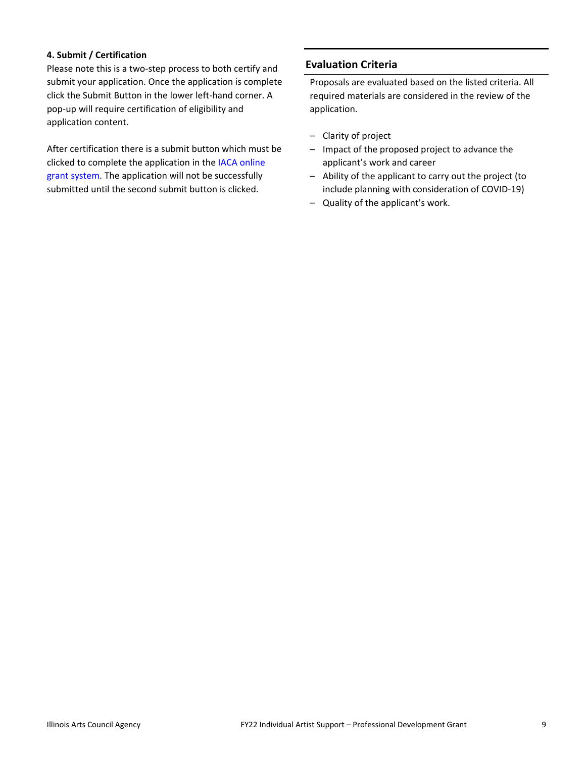**4. Submit / Certification**

Please note this is a two-step process to both certify and submit your application. Once the application is complete click the Submit Button in the lower left-hand corner. A pop-up will require certification of eligibility and application content.

After certification there is a submit button which must be clicked to complete the application in the IACA online grant system. The application will not be successfully submitted until the second submit button is clicked.

## Evaluation Criteria

Proposals are evaluated based on the listed criteria. All required materials are considered in the review of the application.

- Clarity of project
- Impact of the proposed project to advance the applicant's work and career
- Ability of the applicant to carry out the project (to include planning with consideration of COVID-19)
- Quality of the applicant's work.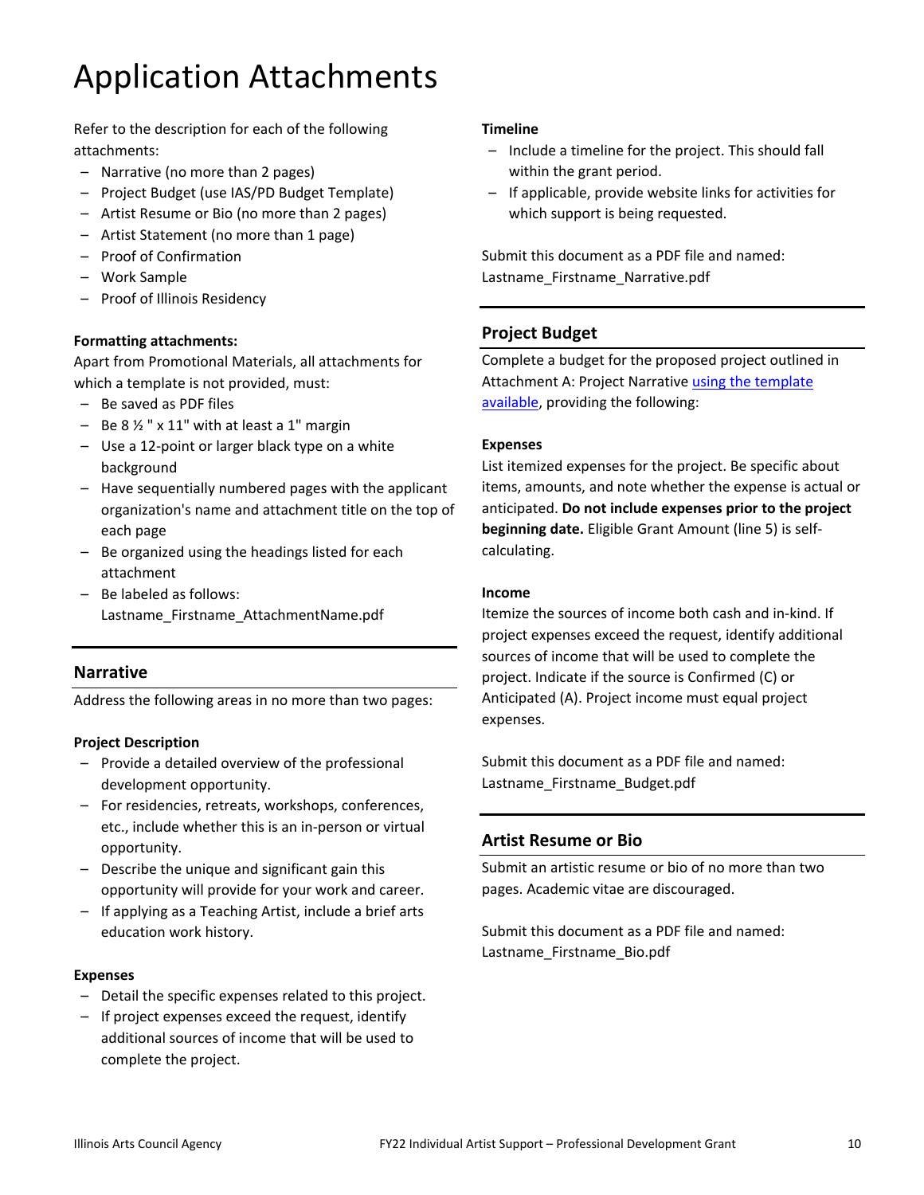# Application Attachments

Refer to the description for each of the following attachments:

- Narrative (no more than 2 pages)
- Project Budget (use IAS/PD Budget Template)
- Artist Resume or Bio (no more than 2 pages)
- Artist Statement (no more than 1 page)
- Proof of Confirmation
- Work Sample
- Proof of Illinois Residency

**Formatting attachments:**

Apart from Promotional Materials, all attachments for which a template is not provided, must:

- Be saved as PDF files
- Be 8 ½ " x 11" with at least a 1" margin
- Use a 12-point or larger black type on a white background
- Have sequentially numbered pages with the applicant organization's name and attachment title on the top of each page
- Be organized using the headings listed for each attachment
- Be labeled as follows: Lastname_Firstname_AttachmentName.pdf

## Narrative

Address the following areas in no more than two pages:

**Project Description**

- Provide a detailed overview of the professional development opportunity.
- For residencies, retreats, workshops, conferences, etc., include whether this is an in-person or virtual opportunity.
- Describe the unique and significant gain this opportunity will provide for your work and career.
- If applying as a Teaching Artist, include a brief arts education work history.

**Expenses**

- Detail the specific expenses related to this project.
- If project expenses exceed the request, identify additional sources of income that will be used to complete the project.

**Timeline**

- Include a timeline for the project. This should fall within the grant period.
- If applicable, provide website links for activities for which support is being requested.

Submit this document as a PDF file and named: Lastname_Firstname_Narrative.pdf

## Project Budget

Complete a budget for the proposed project outlined in Attachment A: Project Narrative using the template available, providing the following:

**Expenses**

List itemized expenses for the project. Be specific about items, amounts, and note whether the expense is actual or anticipated. **Do not include expenses prior to the project beginning date.** Eligible Grant Amount (line 5) is self-calculating.

**Income**

Itemize the sources of income both cash and in-kind. If project expenses exceed the request, identify additional sources of income that will be used to complete the project. Indicate if the source is Confirmed (C) or Anticipated (A). Project income must equal project expenses.

Submit this document as a PDF file and named: Lastname_Firstname_Budget.pdf

## Artist Resume or Bio

Submit an artistic resume or bio of no more than two pages. Academic vitae are discouraged.

Submit this document as a PDF file and named: Lastname_Firstname_Bio.pdf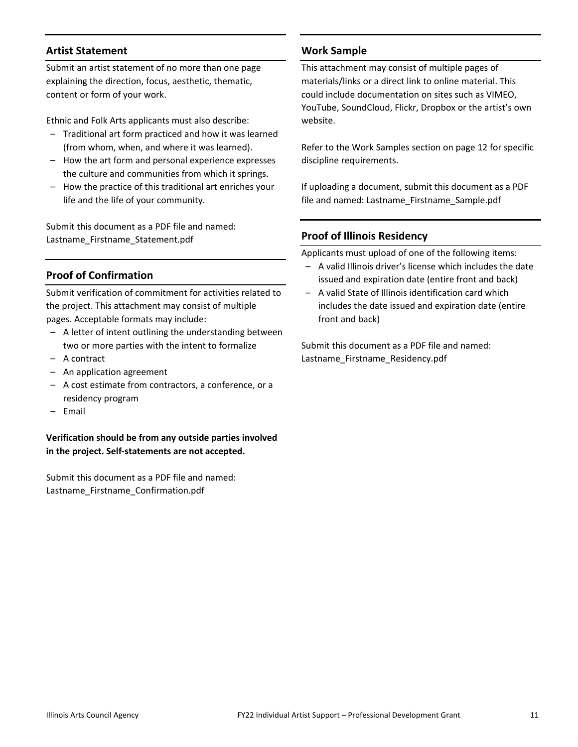## Artist Statement

Submit an artist statement of no more than one page explaining the direction, focus, aesthetic, thematic, content or form of your work.

Ethnic and Folk Arts applicants must also describe:

- Traditional art form practiced and how it was learned (from whom, when, and where it was learned).
- How the art form and personal experience expresses the culture and communities from which it springs.
- How the practice of this traditional art enriches your life and the life of your community.

Submit this document as a PDF file and named: Lastname_Firstname_Statement.pdf

## Proof of Confirmation

Submit verification of commitment for activities related to the project. This attachment may consist of multiple pages. Acceptable formats may include:

- A letter of intent outlining the understanding between two or more parties with the intent to formalize
- A contract
- An application agreement
- A cost estimate from contractors, a conference, or a residency program
- Email

**Verification should be from any outside parties involved in the project. Self-statements are not accepted.**

Submit this document as a PDF file and named: Lastname_Firstname_Confirmation.pdf

## Work Sample

This attachment may consist of multiple pages of materials/links or a direct link to online material. This could include documentation on sites such as VIMEO, YouTube, SoundCloud, Flickr, Dropbox or the artist's own website.

Refer to the Work Samples section on page 12 for specific discipline requirements.

If uploading a document, submit this document as a PDF file and named: Lastname_Firstname_Sample.pdf

## Proof of Illinois Residency

Applicants must upload of one of the following items:

- A valid Illinois driver's license which includes the date issued and expiration date (entire front and back)
- A valid State of Illinois identification card which includes the date issued and expiration date (entire front and back)

Submit this document as a PDF file and named: Lastname_Firstname_Residency.pdf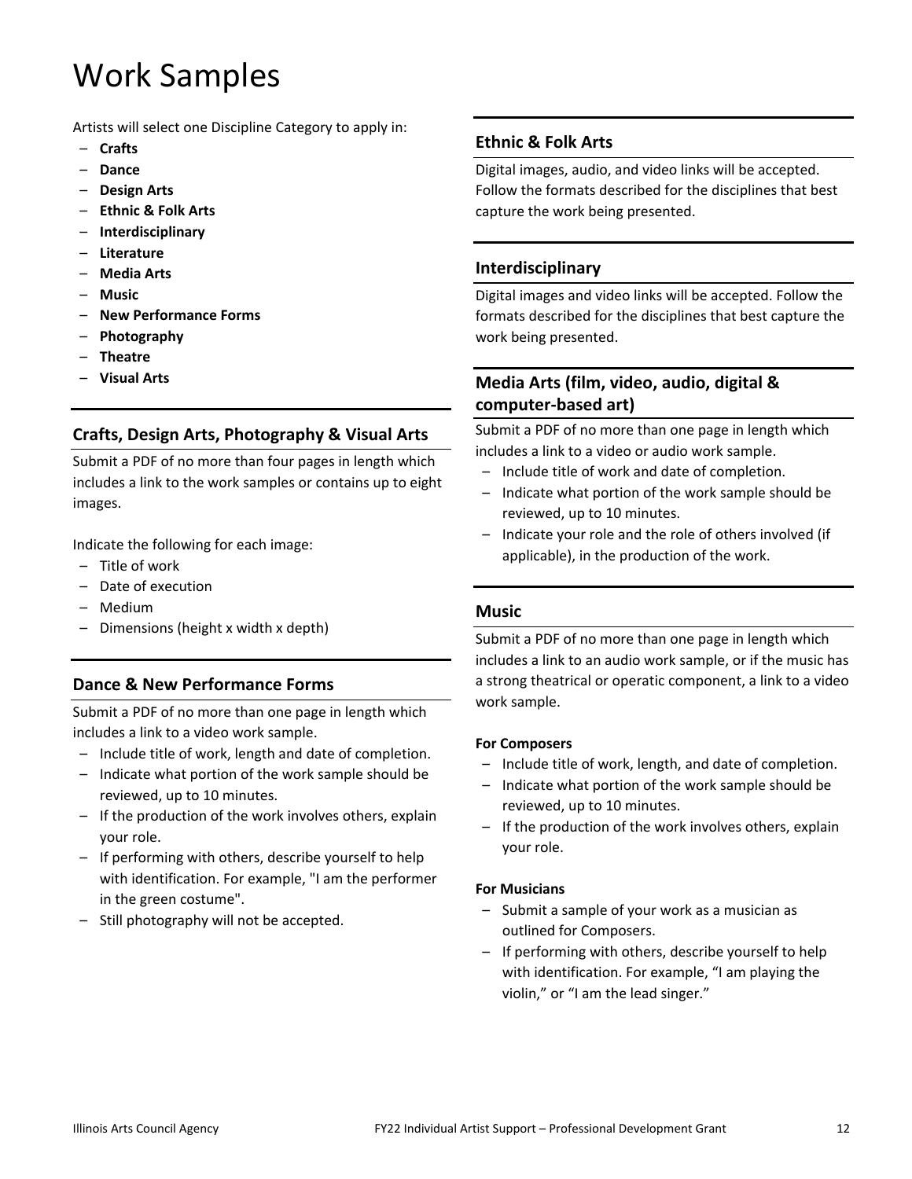# Work Samples

Artists will select one Discipline Category to apply in:

- **Crafts**
- **Dance**
- **Design Arts**
- **Ethnic & Folk Arts**
- **Interdisciplinary**
- **Literature**
- **Media Arts**
- **Music**
- **New Performance Forms**
- **Photography**
- **Theatre**
- **Visual Arts**

## Crafts, Design Arts, Photography & Visual Arts

Submit a PDF of no more than four pages in length which includes a link to the work samples or contains up to eight images.

Indicate the following for each image:

- Title of work
- Date of execution
- Medium
- Dimensions (height x width x depth)

## Dance & New Performance Forms

Submit a PDF of no more than one page in length which includes a link to a video work sample.

- Include title of work, length and date of completion.
- Indicate what portion of the work sample should be reviewed, up to 10 minutes.
- If the production of the work involves others, explain your role.
- If performing with others, describe yourself to help with identification. For example, "I am the performer in the green costume".
- Still photography will not be accepted.

## Ethnic & Folk Arts

Digital images, audio, and video links will be accepted. Follow the formats described for the disciplines that best capture the work being presented.

## Interdisciplinary

Digital images and video links will be accepted. Follow the formats described for the disciplines that best capture the work being presented.

## Media Arts (film, video, audio, digital & computer-based art)

Submit a PDF of no more than one page in length which includes a link to a video or audio work sample.

- Include title of work and date of completion.
- Indicate what portion of the work sample should be reviewed, up to 10 minutes.
- Indicate your role and the role of others involved (if applicable), in the production of the work.

## Music

Submit a PDF of no more than one page in length which includes a link to an audio work sample, or if the music has a strong theatrical or operatic component, a link to a video work sample.

**For Composers**

- Include title of work, length, and date of completion.
- Indicate what portion of the work sample should be reviewed, up to 10 minutes.
- If the production of the work involves others, explain your role.

**For Musicians**

- Submit a sample of your work as a musician as outlined for Composers.
- If performing with others, describe yourself to help with identification. For example, "I am playing the violin," or "I am the lead singer."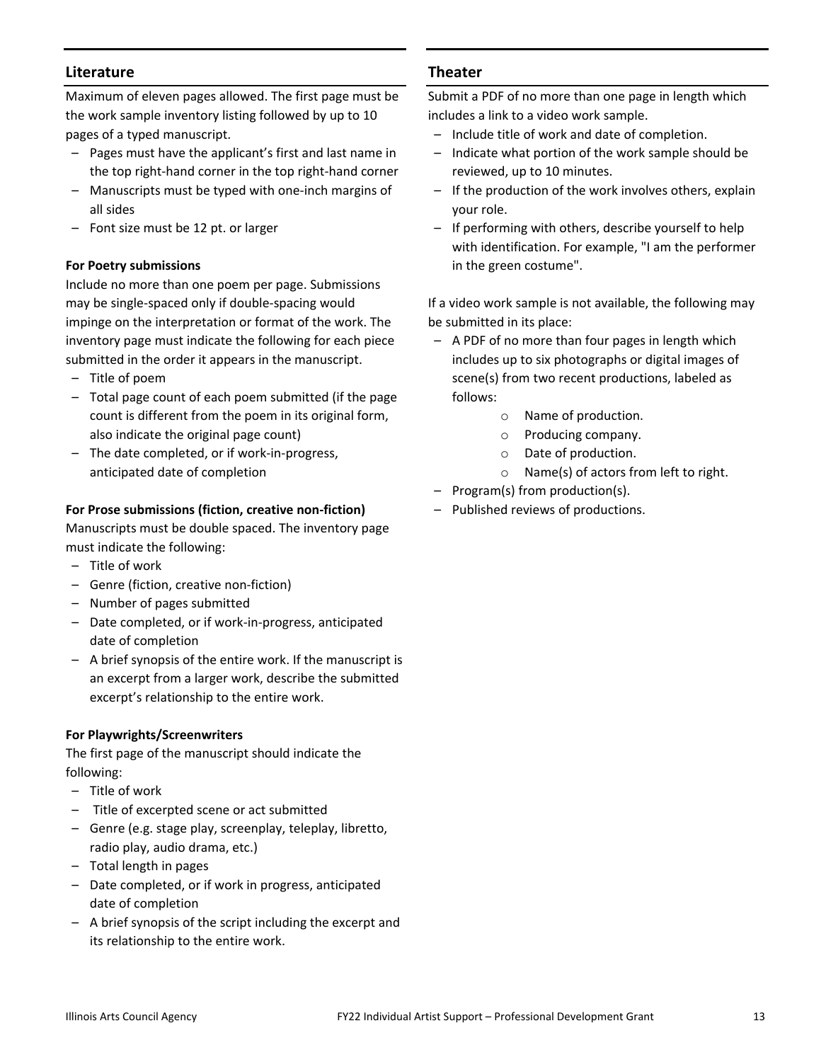## Literature

Maximum of eleven pages allowed. The first page must be the work sample inventory listing followed by up to 10 pages of a typed manuscript.

- Pages must have the applicant's first and last name in the top right-hand corner in the top right-hand corner
- Manuscripts must be typed with one-inch margins of all sides
- Font size must be 12 pt. or larger

**For Poetry submissions**

Include no more than one poem per page. Submissions may be single-spaced only if double-spacing would impinge on the interpretation or format of the work. The inventory page must indicate the following for each piece submitted in the order it appears in the manuscript.

- Title of poem
- Total page count of each poem submitted (if the page count is different from the poem in its original form, also indicate the original page count)
- The date completed, or if work-in-progress, anticipated date of completion

**For Prose submissions (fiction, creative non-fiction)**

Manuscripts must be double spaced. The inventory page must indicate the following:

- Title of work
- Genre (fiction, creative non-fiction)
- Number of pages submitted
- Date completed, or if work-in-progress, anticipated date of completion
- A brief synopsis of the entire work. If the manuscript is an excerpt from a larger work, describe the submitted excerpt's relationship to the entire work.

**For Playwrights/Screenwriters**

The first page of the manuscript should indicate the following:

- Title of work
- Title of excerpted scene or act submitted
- Genre (e.g. stage play, screenplay, teleplay, libretto, radio play, audio drama, etc.)
- Total length in pages
- Date completed, or if work in progress, anticipated date of completion
- A brief synopsis of the script including the excerpt and its relationship to the entire work.

## Theater

Submit a PDF of no more than one page in length which includes a link to a video work sample.

- Include title of work and date of completion.
- Indicate what portion of the work sample should be reviewed, up to 10 minutes.
- If the production of the work involves others, explain your role.
- If performing with others, describe yourself to help with identification. For example, "I am the performer in the green costume".

If a video work sample is not available, the following may be submitted in its place:

- A PDF of no more than four pages in length which includes up to six photographs or digital images of scene(s) from two recent productions, labeled as follows:
    - Name of production.
    - Producing company.
    - Date of production.
    - Name(s) of actors from left to right.
- Program(s) from production(s).
- Published reviews of productions.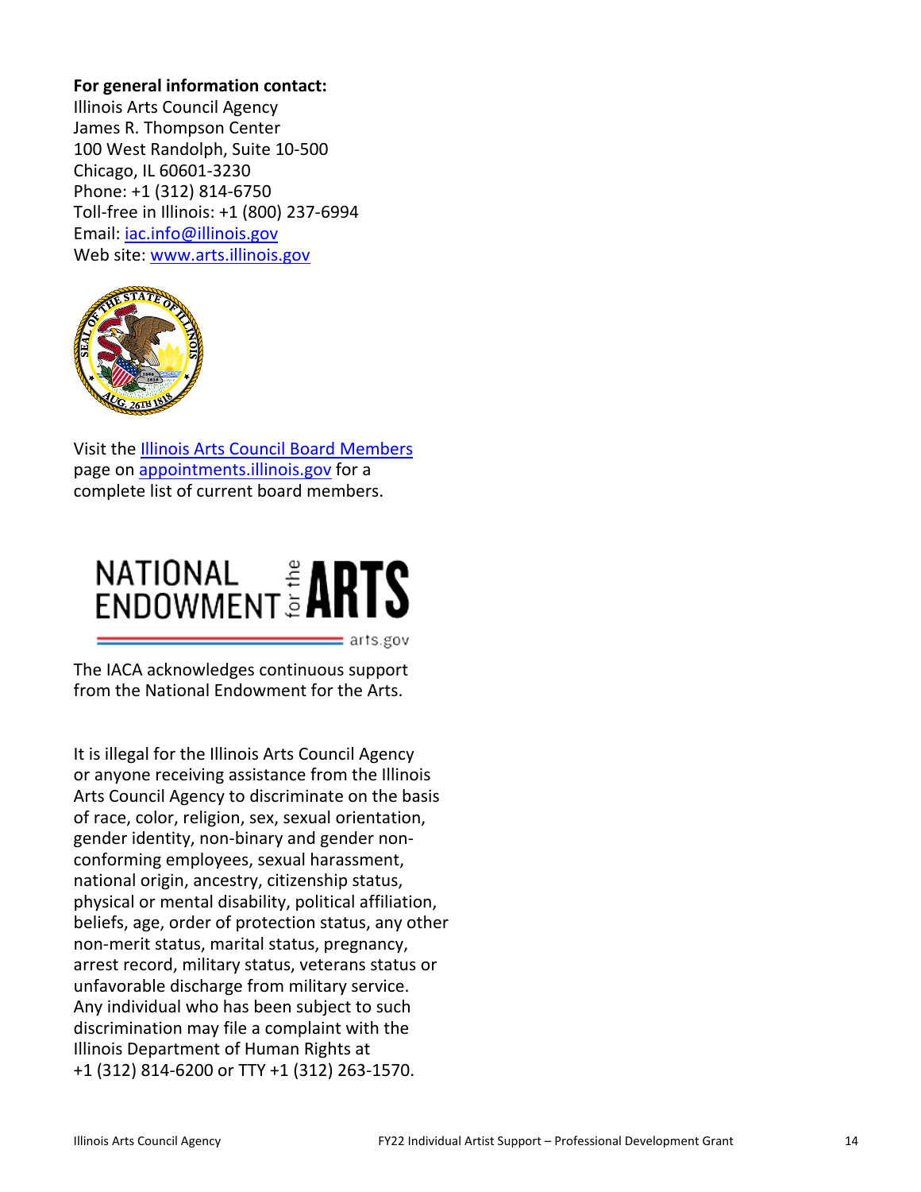**For general information contact:**
Illinois Arts Council Agency
James R. Thompson Center
100 West Randolph, Suite 10-500
Chicago, IL 60601-3230
Phone: +1 (312) 814-6750
Toll-free in Illinois: +1 (800) 237-6994
Email: [iac.info@illinois.gov](mailto:iac.info@illinois.gov)
Web site: [www.arts.illinois.gov](http://www.arts.illinois.gov)

Visit the Illinois Arts Council Board Members page on appointments.illinois.gov for a complete list of current board members.

The IACA acknowledges continuous support from the National Endowment for the Arts.

It is illegal for the Illinois Arts Council Agency or anyone receiving assistance from the Illinois Arts Council Agency to discriminate on the basis of race, color, religion, sex, sexual orientation, gender identity, non-binary and gender non-conforming employees, sexual harassment, national origin, ancestry, citizenship status, physical or mental disability, political affiliation, beliefs, age, order of protection status, any other non-merit status, marital status, pregnancy, arrest record, military status, veterans status or unfavorable discharge from military service. Any individual who has been subject to such discrimination may file a complaint with the Illinois Department of Human Rights at +1 (312) 814-6200 or TTY +1 (312) 263-1570.